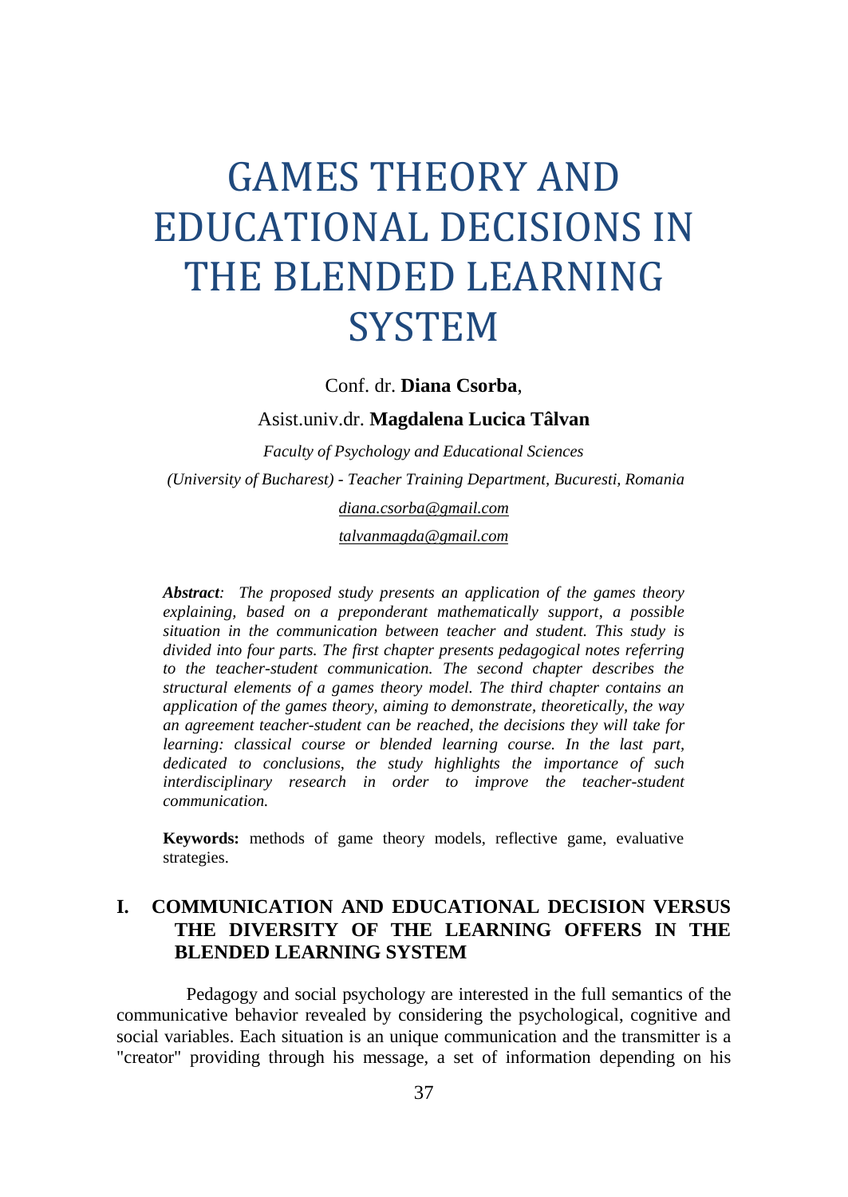# GAMES THEORY AND EDUCATIONAL DECISIONS IN THE BLENDED LEARNING SYSTEM

Conf. dr. **Diana Csorba**,

Asist.univ.dr. **Magdalena Lucica Tâlvan**

*Faculty of Psychology and Educational Sciences*

*(University of Bucharest) - Teacher Training Department, Bucuresti, Romania*

*diana.csorba@gmail.com*

*talvanmagda@gmail.com*

***Abstract**: The proposed study presents an application of the games theory explaining, based on a preponderant mathematically support, a possible situation in the communication between teacher and student. This study is divided into four parts. The first chapter presents pedagogical notes referring to the teacher-student communication. The second chapter describes the structural elements of a games theory model. The third chapter contains an application of the games theory, aiming to demonstrate, theoretically, the way an agreement teacher-student can be reached, the decisions they will take for learning: classical course or blended learning course. In the last part, dedicated to conclusions, the study highlights the importance of such interdisciplinary research in order to improve the teacher-student communication.*

**Keywords:** methods of game theory models, reflective game, evaluative strategies.

## I. COMMUNICATION AND EDUCATIONAL DECISION VERSUS THE DIVERSITY OF THE LEARNING OFFERS IN THE BLENDED LEARNING SYSTEM

Pedagogy and social psychology are interested in the full semantics of the communicative behavior revealed by considering the psychological, cognitive and social variables. Each situation is an unique communication and the transmitter is a "creator" providing through his message, a set of information depending on his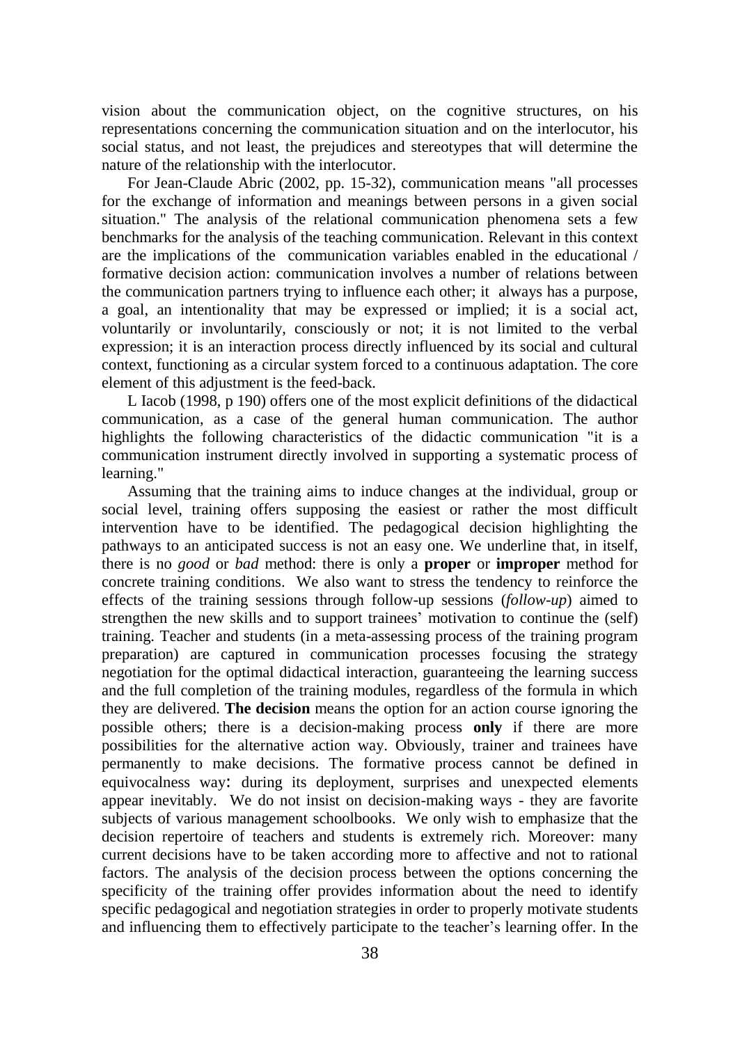vision about the communication object, on the cognitive structures, on his representations concerning the communication situation and on the interlocutor, his social status, and not least, the prejudices and stereotypes that will determine the nature of the relationship with the interlocutor.

For Jean-Claude Abric (2002, pp. 15-32), communication means "all processes for the exchange of information and meanings between persons in a given social situation." The analysis of the relational communication phenomena sets a few benchmarks for the analysis of the teaching communication. Relevant in this context are the implications of the communication variables enabled in the educational / formative decision action: communication involves a number of relations between the communication partners trying to influence each other; it always has a purpose, a goal, an intentionality that may be expressed or implied; it is a social act, voluntarily or involuntarily, consciously or not; it is not limited to the verbal expression; it is an interaction process directly influenced by its social and cultural context, functioning as a circular system forced to a continuous adaptation. The core element of this adjustment is the feed-back.

L Iacob (1998, p 190) offers one of the most explicit definitions of the didactical communication, as a case of the general human communication. The author highlights the following characteristics of the didactic communication "it is a communication instrument directly involved in supporting a systematic process of learning."

Assuming that the training aims to induce changes at the individual, group or social level, training offers supposing the easiest or rather the most difficult intervention have to be identified. The pedagogical decision highlighting the pathways to an anticipated success is not an easy one. We underline that, in itself, there is no *good* or *bad* method: there is only a **proper** or **improper** method for concrete training conditions. We also want to stress the tendency to reinforce the effects of the training sessions through follow-up sessions (*follow-up*) aimed to strengthen the new skills and to support trainees' motivation to continue the (self) training. Teacher and students (in a meta-assessing process of the training program preparation) are captured in communication processes focusing the strategy negotiation for the optimal didactical interaction, guaranteeing the learning success and the full completion of the training modules, regardless of the formula in which they are delivered. **The decision** means the option for an action course ignoring the possible others; there is a decision-making process **only** if there are more possibilities for the alternative action way. Obviously, trainer and trainees have permanently to make decisions. The formative process cannot be defined in equivocalness way: during its deployment, surprises and unexpected elements appear inevitably. We do not insist on decision-making ways - they are favorite subjects of various management schoolbooks. We only wish to emphasize that the decision repertoire of teachers and students is extremely rich. Moreover: many current decisions have to be taken according more to affective and not to rational factors. The analysis of the decision process between the options concerning the specificity of the training offer provides information about the need to identify specific pedagogical and negotiation strategies in order to properly motivate students and influencing them to effectively participate to the teacher's learning offer. In the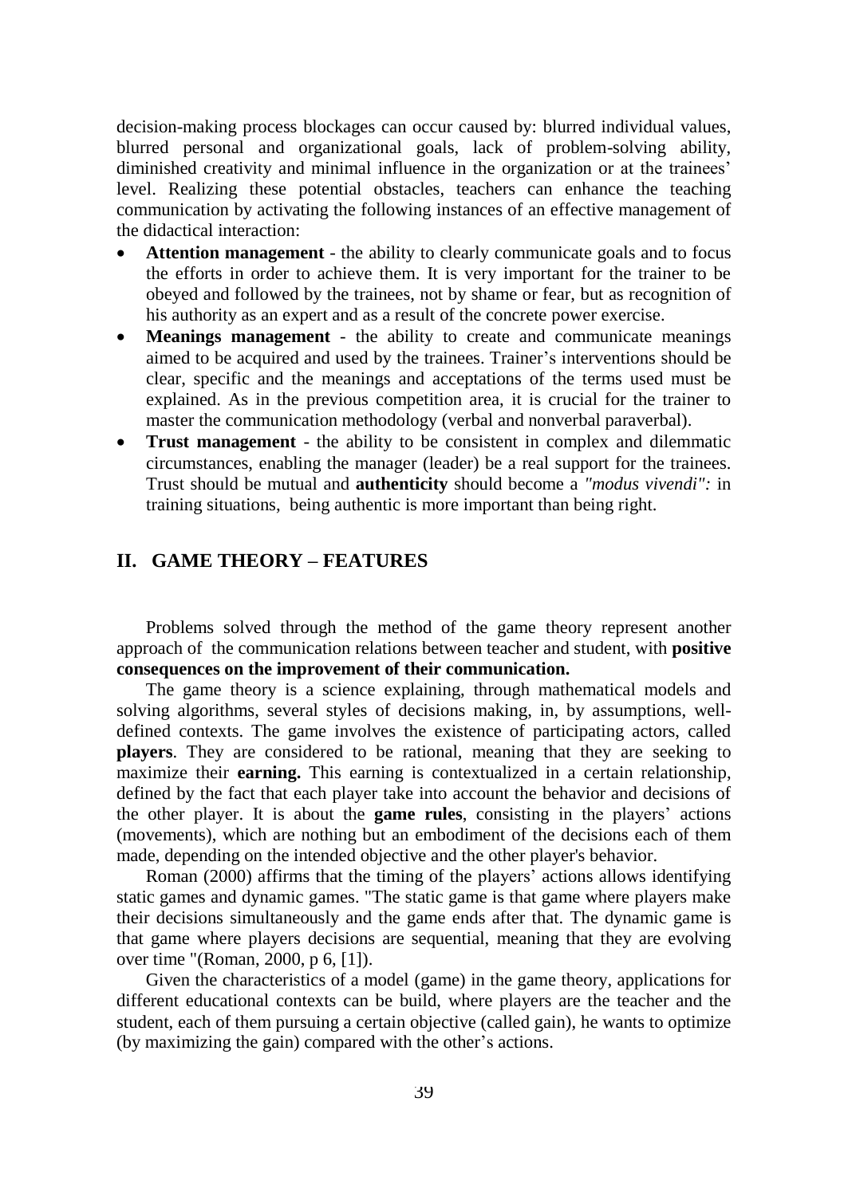decision-making process blockages can occur caused by: blurred individual values, blurred personal and organizational goals, lack of problem-solving ability, diminished creativity and minimal influence in the organization or at the trainees' level. Realizing these potential obstacles, teachers can enhance the teaching communication by activating the following instances of an effective management of the didactical interaction:

- **Attention management** - the ability to clearly communicate goals and to focus the efforts in order to achieve them. It is very important for the trainer to be obeyed and followed by the trainees, not by shame or fear, but as recognition of his authority as an expert and as a result of the concrete power exercise.
- **Meanings management** - the ability to create and communicate meanings aimed to be acquired and used by the trainees. Trainer's interventions should be clear, specific and the meanings and acceptations of the terms used must be explained. As in the previous competition area, it is crucial for the trainer to master the communication methodology (verbal and nonverbal paraverbal).
- **Trust management** - the ability to be consistent in complex and dilemmatic circumstances, enabling the manager (leader) be a real support for the trainees. Trust should be mutual and **authenticity** should become a *"modus vivendi":* in training situations, being authentic is more important than being right.

## II. GAME THEORY – FEATURES

Problems solved through the method of the game theory represent another approach of the communication relations between teacher and student, with **positive consequences on the improvement of their communication.**

The game theory is a science explaining, through mathematical models and solving algorithms, several styles of decisions making, in, by assumptions, well-defined contexts. The game involves the existence of participating actors, called **players**. They are considered to be rational, meaning that they are seeking to maximize their **earning.** This earning is contextualized in a certain relationship, defined by the fact that each player take into account the behavior and decisions of the other player. It is about the **game rules**, consisting in the players' actions (movements), which are nothing but an embodiment of the decisions each of them made, depending on the intended objective and the other player's behavior.

Roman (2000) affirms that the timing of the players' actions allows identifying static games and dynamic games. "The static game is that game where players make their decisions simultaneously and the game ends after that. The dynamic game is that game where players decisions are sequential, meaning that they are evolving over time "(Roman, 2000, p 6, [1]).

Given the characteristics of a model (game) in the game theory, applications for different educational contexts can be build, where players are the teacher and the student, each of them pursuing a certain objective (called gain), he wants to optimize (by maximizing the gain) compared with the other's actions.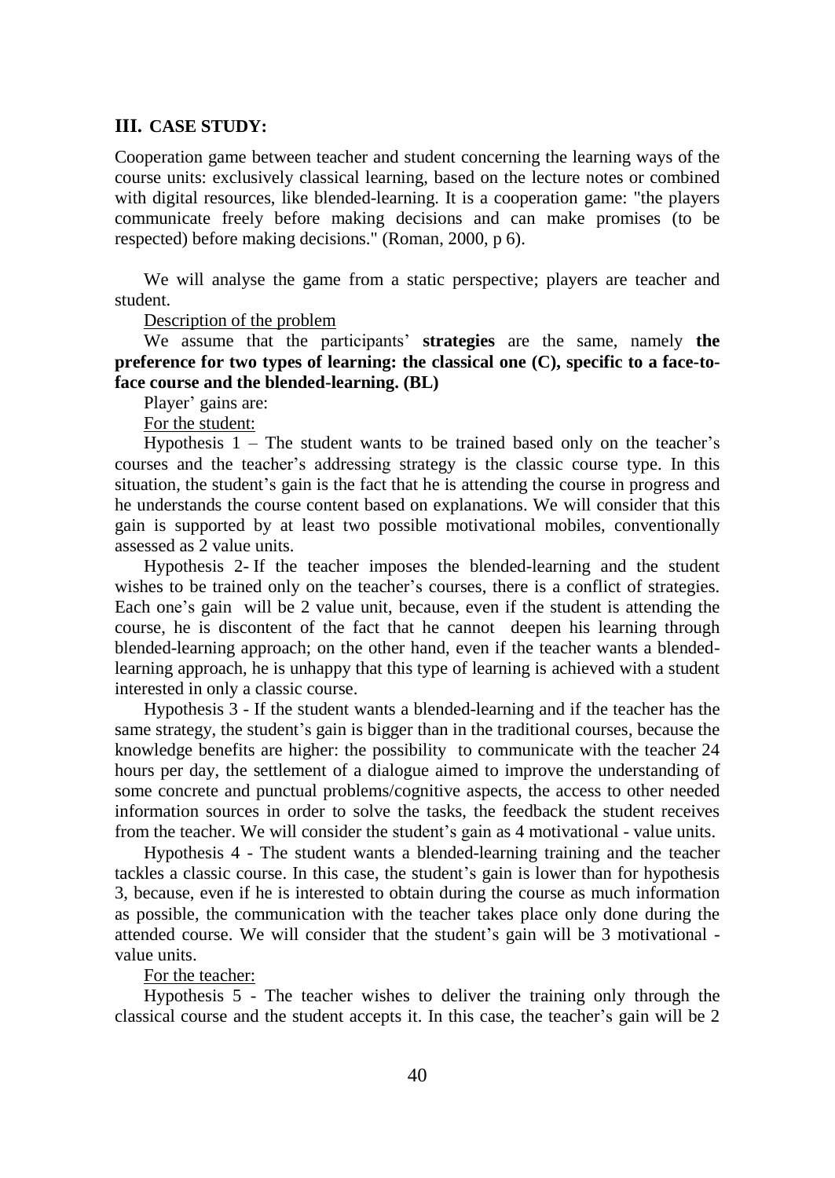## III. CASE STUDY:

Cooperation game between teacher and student concerning the learning ways of the course units: exclusively classical learning, based on the lecture notes or combined with digital resources, like blended-learning. It is a cooperation game: "the players communicate freely before making decisions and can make promises (to be respected) before making decisions." (Roman, 2000, p 6).

We will analyse the game from a static perspective; players are teacher and student.

Description of the problem

We assume that the participants' **strategies** are the same, namely **the preference for two types of learning: the classical one (C), specific to a face-to-face course and the blended-learning. (BL)**

Player' gains are:

For the student:

Hypothesis 1 – The student wants to be trained based only on the teacher's courses and the teacher's addressing strategy is the classic course type. In this situation, the student's gain is the fact that he is attending the course in progress and he understands the course content based on explanations. We will consider that this gain is supported by at least two possible motivational mobiles, conventionally assessed as 2 value units.

Hypothesis 2- If the teacher imposes the blended-learning and the student wishes to be trained only on the teacher's courses, there is a conflict of strategies. Each one's gain will be 2 value unit, because, even if the student is attending the course, he is discontent of the fact that he cannot deepen his learning through blended-learning approach; on the other hand, even if the teacher wants a blended-learning approach, he is unhappy that this type of learning is achieved with a student interested in only a classic course.

Hypothesis 3 - If the student wants a blended-learning and if the teacher has the same strategy, the student's gain is bigger than in the traditional courses, because the knowledge benefits are higher: the possibility to communicate with the teacher 24 hours per day, the settlement of a dialogue aimed to improve the understanding of some concrete and punctual problems/cognitive aspects, the access to other needed information sources in order to solve the tasks, the feedback the student receives from the teacher. We will consider the student's gain as 4 motivational - value units.

Hypothesis 4 - The student wants a blended-learning training and the teacher tackles a classic course. In this case, the student's gain is lower than for hypothesis 3, because, even if he is interested to obtain during the course as much information as possible, the communication with the teacher takes place only done during the attended course. We will consider that the student's gain will be 3 motivational - value units.

For the teacher:

Hypothesis 5 - The teacher wishes to deliver the training only through the classical course and the student accepts it. In this case, the teacher's gain will be 2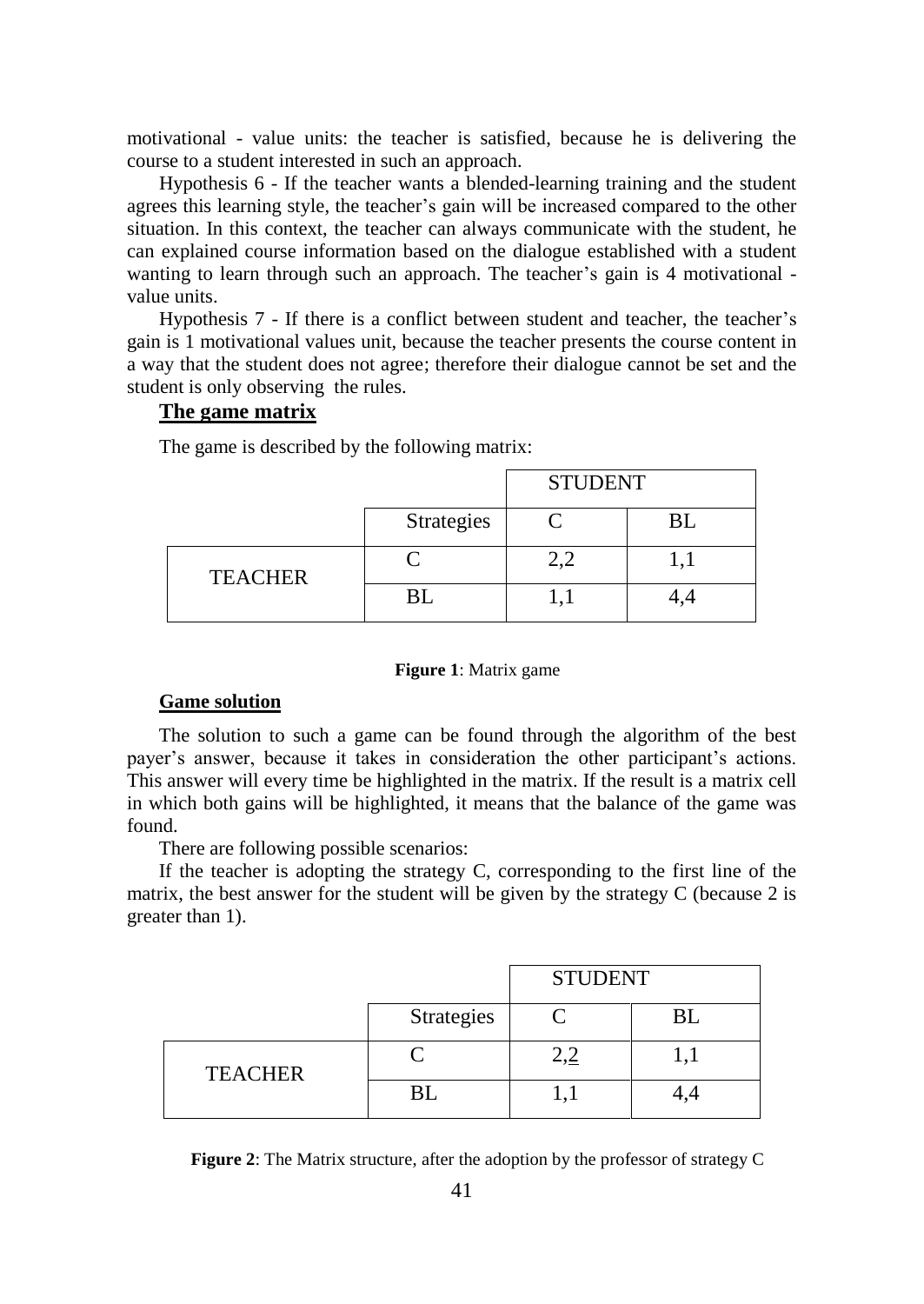motivational - value units: the teacher is satisfied, because he is delivering the course to a student interested in such an approach.

Hypothesis 6 - If the teacher wants a blended-learning training and the student agrees this learning style, the teacher's gain will be increased compared to the other situation. In this context, the teacher can always communicate with the student, he can explained course information based on the dialogue established with a student wanting to learn through such an approach. The teacher's gain is 4 motivational - value units.

Hypothesis 7 - If there is a conflict between student and teacher, the teacher's gain is 1 motivational values unit, because the teacher presents the course content in a way that the student does not agree; therefore their dialogue cannot be set and the student is only observing the rules.

## The game matrix

The game is described by the following matrix:

| | | STUDENT | |
|---|---|---|---|
| | Strategies | C | BL |
| TEACHER | C | 2,2 | 1,1 |
| | BL | 1,1 | 4,4 |

**Figure 1**: Matrix game

## Game solution

The solution to such a game can be found through the algorithm of the best payer's answer, because it takes in consideration the other participant's actions. This answer will every time be highlighted in the matrix. If the result is a matrix cell in which both gains will be highlighted, it means that the balance of the game was found.

There are following possible scenarios:

If the teacher is adopting the strategy C, corresponding to the first line of the matrix, the best answer for the student will be given by the strategy C (because 2 is greater than 1).

| | | STUDENT | |
|---|---|---|---|
| | Strategies | C | BL |
| TEACHER | C | 2,<u>2</u> | 1,1 |
| | BL | 1,1 | 4,4 |

**Figure 2**: The Matrix structure, after the adoption by the professor of strategy C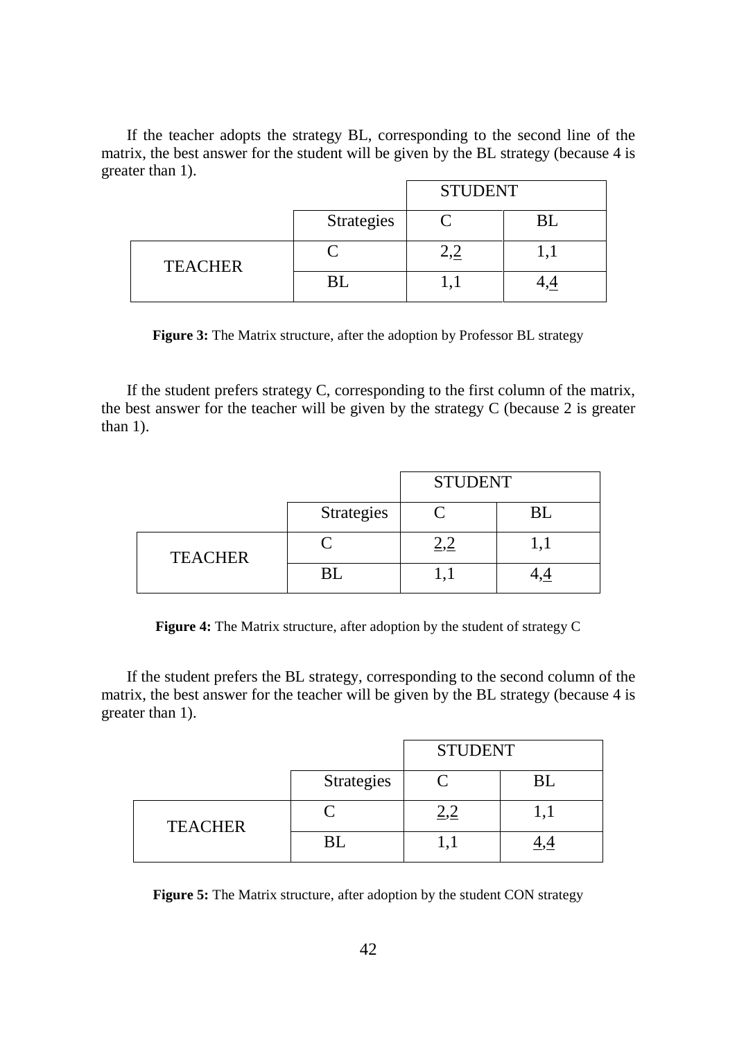If the teacher adopts the strategy BL, corresponding to the second line of the matrix, the best answer for the student will be given by the BL strategy (because 4 is greater than 1).

| | | STUDENT | |
|---|---|---|---|
| | Strategies | C | BL |
| TEACHER | C | 2,2 | 1,1 |
| | BL | 1,1 | 4,4 |

**Figure 3:** The Matrix structure, after the adoption by Professor BL strategy

If the student prefers strategy C, corresponding to the first column of the matrix, the best answer for the teacher will be given by the strategy C (because 2 is greater than 1).

| | | STUDENT | |
|---|---|---|---|
| | Strategies | C | BL |
| TEACHER | C | 2,2 | 1,1 |
| | BL | 1,1 | 4,4 |

**Figure 4:** The Matrix structure, after adoption by the student of strategy C

If the student prefers the BL strategy, corresponding to the second column of the matrix, the best answer for the teacher will be given by the BL strategy (because 4 is greater than 1).

| | | STUDENT | |
|---|---|---|---|
| | Strategies | C | BL |
| TEACHER | C | 2,2 | 1,1 |
| | BL | 1,1 | 4,4 |

**Figure 5:** The Matrix structure, after adoption by the student CON strategy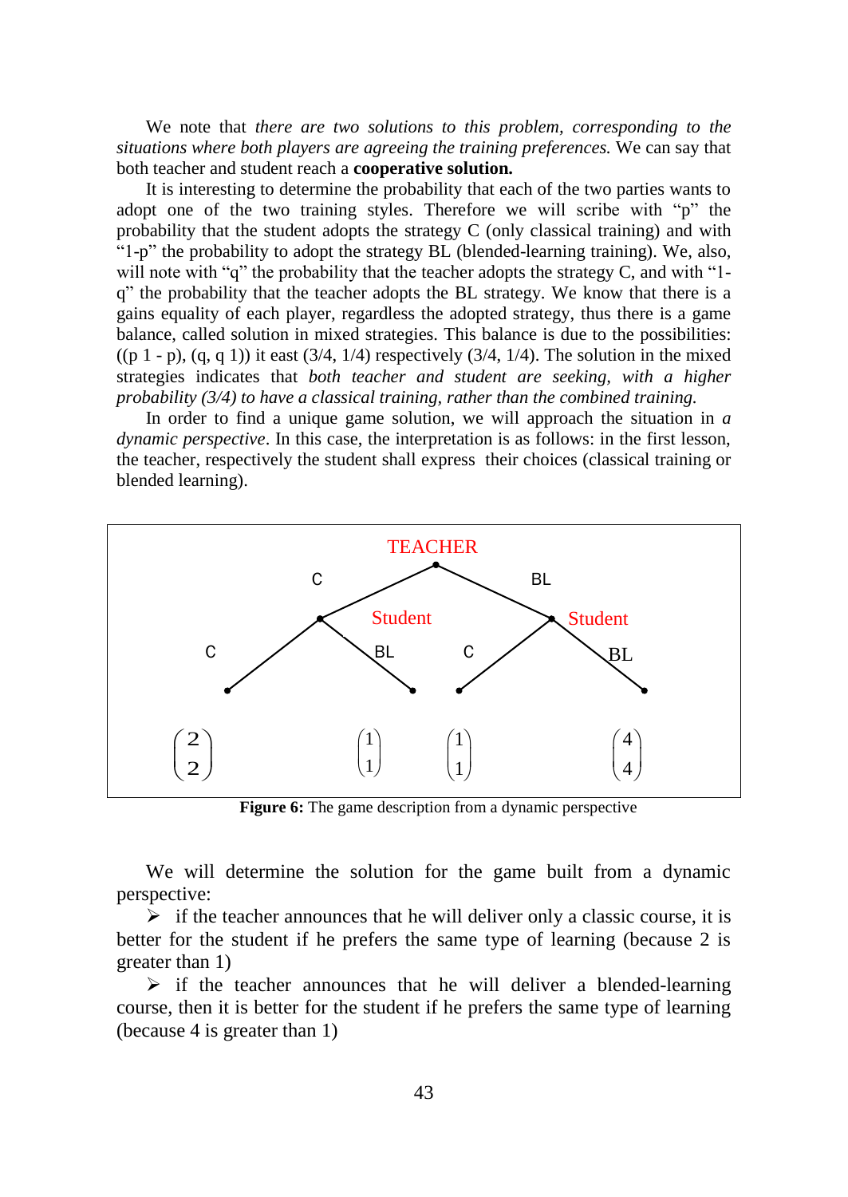We note that *there are two solutions to this problem, corresponding to the situations where both players are agreeing the training preferences.* We can say that both teacher and student reach a **cooperative solution.**

It is interesting to determine the probability that each of the two parties wants to adopt one of the two training styles. Therefore we will scribe with "p" the probability that the student adopts the strategy C (only classical training) and with "1-p" the probability to adopt the strategy BL (blended-learning training). We, also, will note with "q" the probability that the teacher adopts the strategy C, and with "1-q" the probability that the teacher adopts the BL strategy. We know that there is a gains equality of each player, regardless the adopted strategy, thus there is a game balance, called solution in mixed strategies. This balance is due to the possibilities: ((p 1 - p), (q, q 1)) it east (3/4, 1/4) respectively (3/4, 1/4). The solution in the mixed strategies indicates that *both teacher and student are seeking, with a higher probability (3/4) to have a classical training, rather than the combined training.*

In order to find a unique game solution, we will approach the situation in *a dynamic perspective*. In this case, the interpretation is as follows: in the first lesson, the teacher, respectively the student shall express their choices (classical training or blended learning).

TEACHER

C — Student: C $\begin{pmatrix} 2 \\ 2 \end{pmatrix}$, BL $\begin{pmatrix} 1 \\ 1 \end{pmatrix}$

BL — Student: C $\begin{pmatrix} 1 \\ 1 \end{pmatrix}$, BL $\begin{pmatrix} 4 \\ 4 \end{pmatrix}$

**Figure 6:** The game description from a dynamic perspective

We will determine the solution for the game built from a dynamic perspective:

- if the teacher announces that he will deliver only a classic course, it is better for the student if he prefers the same type of learning (because 2 is greater than 1)
- if the teacher announces that he will deliver a blended-learning course, then it is better for the student if he prefers the same type of learning (because 4 is greater than 1)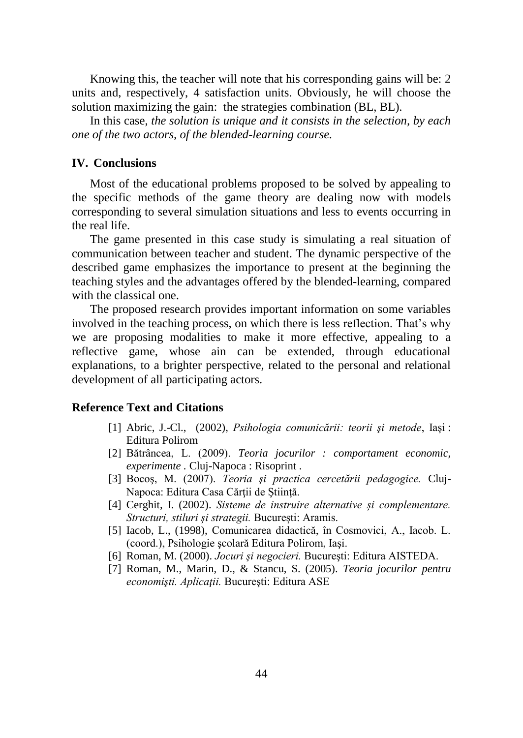Knowing this, the teacher will note that his corresponding gains will be: 2 units and, respectively, 4 satisfaction units. Obviously, he will choose the solution maximizing the gain: the strategies combination (BL, BL).

In this case, *the solution is unique and it consists in the selection, by each one of the two actors, of the blended-learning course.*

## IV. Conclusions

Most of the educational problems proposed to be solved by appealing to the specific methods of the game theory are dealing now with models corresponding to several simulation situations and less to events occurring in the real life.

The game presented in this case study is simulating a real situation of communication between teacher and student. The dynamic perspective of the described game emphasizes the importance to present at the beginning the teaching styles and the advantages offered by the blended-learning, compared with the classical one.

The proposed research provides important information on some variables involved in the teaching process, on which there is less reflection. That's why we are proposing modalities to make it more effective, appealing to a reflective game, whose ain can be extended, through educational explanations, to a brighter perspective, related to the personal and relational development of all participating actors.

## Reference Text and Citations

[1] Abric, J.-Cl., (2002), *Psihologia comunicării: teorii şi metode*, Iaşi : Editura Polirom

[2] Bătrâncea, L. (2009). *Teoria jocurilor : comportament economic, experimente* . Cluj-Napoca : Risoprint .

[3] Bocoş, M. (2007). *Teoria şi practica cercetării pedagogice.* Cluj-Napoca: Editura Casa Cărţii de Ştiinţă.

[4] Cerghit, I. (2002). *Sisteme de instruire alternative și complementare. Structuri, stiluri și strategii.* București: Aramis.

[5] Iacob, L., (1998), Comunicarea didactică, în Cosmovici, A., Iacob. L. (coord.), Psihologie şcolară Editura Polirom, Iaşi.

[6] Roman, M. (2000). *Jocuri şi negocieri.* Bucureşti: Editura AISTEDA.

[7] Roman, M., Marin, D., & Stancu, S. (2005). *Teoria jocurilor pentru economişti. Aplicaţii.* Bucureşti: Editura ASE